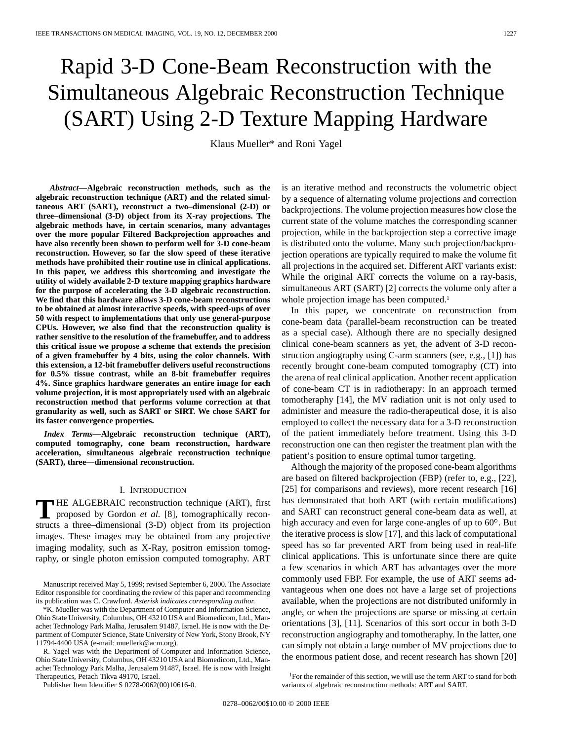# Rapid 3-D Cone-Beam Reconstruction with the Simultaneous Algebraic Reconstruction Technique (SART) Using 2-D Texture Mapping Hardware

Klaus Mueller* and Roni Yagel

***Abstract*—Algebraic reconstruction methods, such as the algebraic reconstruction technique (ART) and the related simultaneous ART (SART), reconstruct a two–dimensional (2-D) or three–dimensional (3-D) object from its X-ray projections. The algebraic methods have, in certain scenarios, many advantages over the more popular Filtered Backprojection approaches and have also recently been shown to perform well for 3-D cone-beam reconstruction. However, so far the slow speed of these iterative methods have prohibited their routine use in clinical applications. In this paper, we address this shortcoming and investigate the utility of widely available 2-D texture mapping graphics hardware for the purpose of accelerating the 3-D algebraic reconstruction. We find that this hardware allows 3-D cone-beam reconstructions to be obtained at almost interactive speeds, with speed-ups of over 50 with respect to implementations that only use general-purpose CPUs. However, we also find that the reconstruction quality is rather sensitive to the resolution of the framebuffer, and to address this critical issue we propose a scheme that extends the precision of a given framebuffer by 4 bits, using the color channels. With this extension, a 12-bit framebuffer delivers useful reconstructions for 0.5% tissue contrast, while an 8-bit framebuffer requires 4%. Since graphics hardware generates an entire image for each volume projection, it is most appropriately used with an algebraic reconstruction method that performs volume correction at that granularity as well, such as SART or SIRT. We chose SART for its faster convergence properties.**

***Index Terms*—Algebraic reconstruction technique (ART), computed tomography, cone beam reconstruction, hardware acceleration, simultaneous algebraic reconstruction technique (SART), three—dimensional reconstruction.**

## I. Introduction

The algebraic reconstruction technique (ART), first proposed by Gordon *et al.* [8], tomographically reconstructs a three–dimensional (3-D) object from its projection images. These images may be obtained from any projective imaging modality, such as X-Ray, positron emission tomography, or single photon emission computed tomography. ART is an iterative method and reconstructs the volumetric object by a sequence of alternating volume projections and correction backprojections. The volume projection measures how close the current state of the volume matches the corresponding scanner projection, while in the backprojection step a corrective image is distributed onto the volume. Many such projection/backprojection operations are typically required to make the volume fit all projections in the acquired set. Different ART variants exist: While the original ART corrects the volume on a ray-basis, simultaneous ART (SART) [2] corrects the volume only after a whole projection image has been computed.[1]

In this paper, we concentrate on reconstruction from cone-beam data (parallel-beam reconstruction can be treated as a special case). Although there are no specially designed clinical cone-beam scanners as yet, the advent of 3-D reconstruction angiography using C-arm scanners (see, e.g., [1]) has recently brought cone-beam computed tomography (CT) into the arena of real clinical application. Another recent application of cone-beam CT is in radiotherapy: In an approach termed tomotheraphy [14], the MV radiation unit is not only used to administer and measure the radio-therapeutical dose, it is also employed to collect the necessary data for a 3-D reconstruction of the patient immediately before treatment. Using this 3-D reconstruction one can then register the treatment plan with the patient's position to ensure optimal tumor targeting.

Although the majority of the proposed cone-beam algorithms are based on filtered backprojection (FBP) (refer to, e.g., [22], [25] for comparisons and reviews), more recent research [16] has demonstrated that both ART (with certain modifications) and SART can reconstruct general cone-beam data as well, at high accuracy and even for large cone-angles of up to 60°. But the iterative process is slow [17], and this lack of computational speed has so far prevented ART from being used in real-life clinical applications. This is unfortunate since there are quite a few scenarios in which ART has advantages over the more commonly used FBP. For example, the use of ART seems advantageous when one does not have a large set of projections available, when the projections are not distributed uniformly in angle, or when the projections are sparse or missing at certain orientations [3], [11]. Scenarios of this sort occur in both 3-D reconstruction angiography and tomotheraphy. In the latter, one can simply not obtain a large number of MV projections due to the enormous patient dose, and recent research has shown [20]

---

Manuscript received May 5, 1999; revised September 6, 2000. The Associate Editor responsible for coordinating the review of this paper and recommending its publication was C. Crawford. *Asterisk indicates corresponding author.*

*K. Mueller was with the Department of Computer and Information Science, Ohio State University, Columbus, OH 43210 USA and Biomedicom, Ltd., Manachet Technology Park Malha, Jerusalem 91487, Israel. He is now with the Department of Computer Science, State University of New York, Stony Brook, NY 11794-4400 USA (e-mail: muellerk@acm.org).

R. Yagel was with the Department of Computer and Information Science, Ohio State University, Columbus, OH 43210 USA and Biomedicom, Ltd., Manachet Technology Park Malha, Jerusalem 91487, Israel. He is now with Insight Therapeutics, Petach Tikva 49170, Israel.

Publisher Item Identifier S 0278-0062(00)10616-0.

[1] For the remainder of this section, we will use the term ART to stand for both variants of algebraic reconstruction methods: ART and SART.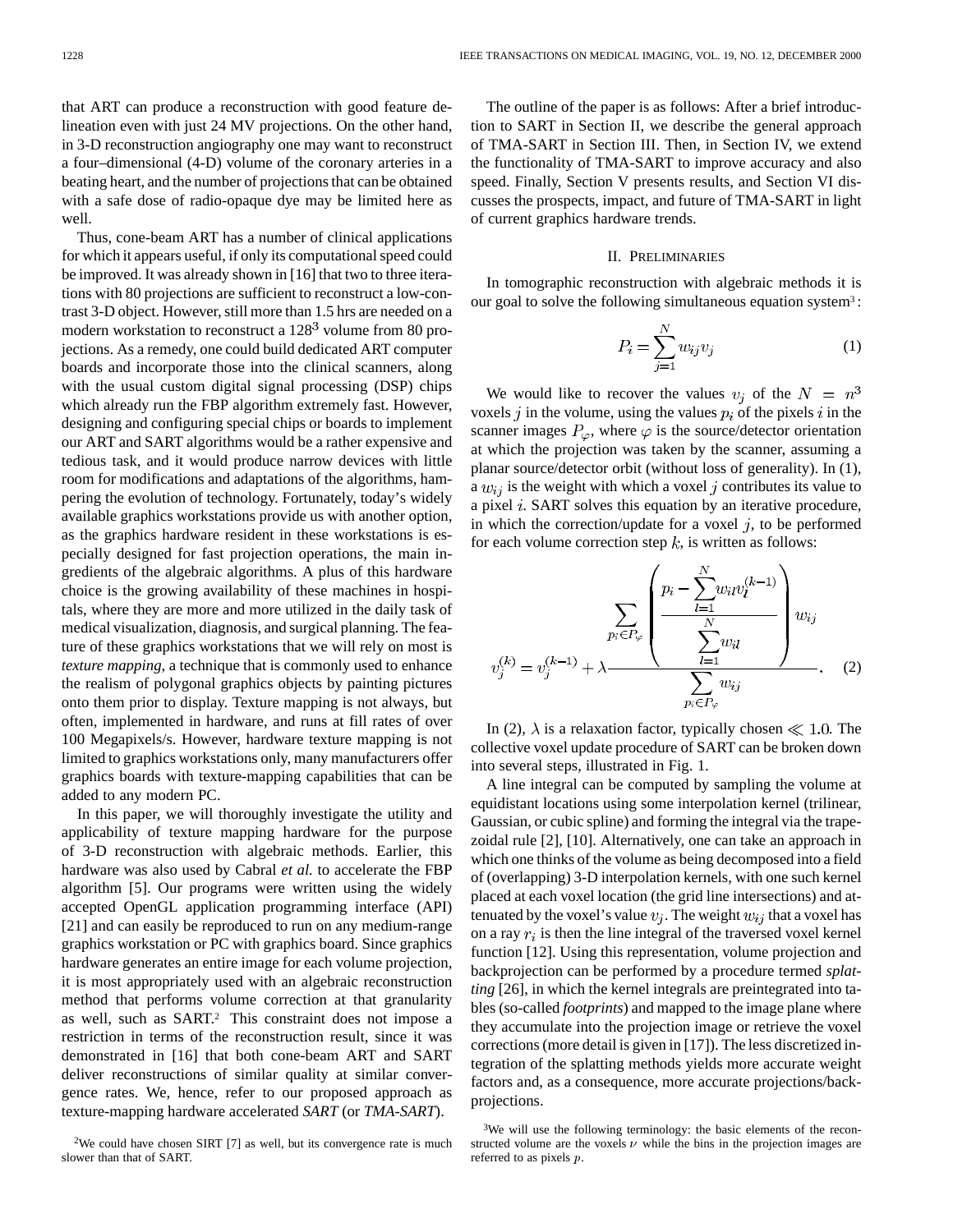that ART can produce a reconstruction with good feature delineation even with just 24 MV projections. On the other hand, in 3-D reconstruction angiography one may want to reconstruct a four–dimensional (4-D) volume of the coronary arteries in a beating heart, and the number of projections that can be obtained with a safe dose of radio-opaque dye may be limited here as well.

Thus, cone-beam ART has a number of clinical applications for which it appears useful, if only its computational speed could be improved. It was already shown in [16] that two to three iterations with 80 projections are sufficient to reconstruct a low-contrast 3-D object. However, still more than 1.5 hrs are needed on a modern workstation to reconstruct a $128^3$ volume from 80 projections. As a remedy, one could build dedicated ART computer boards and incorporate those into the clinical scanners, along with the usual custom digital signal processing (DSP) chips which already run the FBP algorithm extremely fast. However, designing and configuring special chips or boards to implement our ART and SART algorithms would be a rather expensive and tedious task, and it would produce narrow devices with little room for modifications and adaptations of the algorithms, hampering the evolution of technology. Fortunately, today's widely available graphics workstations provide us with another option, as the graphics hardware resident in these workstations is especially designed for fast projection operations, the main ingredients of the algebraic algorithms. A plus of this hardware choice is the growing availability of these machines in hospitals, where they are more and more utilized in the daily task of medical visualization, diagnosis, and surgical planning. The feature of these graphics workstations that we will rely on most is *texture mapping*, a technique that is commonly used to enhance the realism of polygonal graphics objects by painting pictures onto them prior to display. Texture mapping is not always, but often, implemented in hardware, and runs at fill rates of over 100 Megapixels/s. However, hardware texture mapping is not limited to graphics workstations only, many manufacturers offer graphics boards with texture-mapping capabilities that can be added to any modern PC.

In this paper, we will thoroughly investigate the utility and applicability of texture mapping hardware for the purpose of 3-D reconstruction with algebraic methods. Earlier, this hardware was also used by Cabral *et al.* to accelerate the FBP algorithm [5]. Our programs were written using the widely accepted OpenGL application programming interface (API) [21] and can easily be reproduced to run on any medium-range graphics workstation or PC with graphics board. Since graphics hardware generates an entire image for each volume projection, it is most appropriately used with an algebraic reconstruction method that performs volume correction at that granularity as well, such as SART.[2] This constraint does not impose a restriction in terms of the reconstruction result, since it was demonstrated in [16] that both cone-beam ART and SART deliver reconstructions of similar quality at similar convergence rates. We, hence, refer to our proposed approach as texture-mapping hardware accelerated *SART* (or *TMA-SART*).

[2]We could have chosen SIRT [7] as well, but its convergence rate is much slower than that of SART.

The outline of the paper is as follows: After a brief introduction to SART in Section II, we describe the general approach of TMA-SART in Section III. Then, in Section IV, we extend the functionality of TMA-SART to improve accuracy and also speed. Finally, Section V presents results, and Section VI discusses the prospects, impact, and future of TMA-SART in light of current graphics hardware trends.

## II. Preliminaries

In tomographic reconstruction with algebraic methods it is our goal to solve the following simultaneous equation system[3]:

$$P_i = \sum_{j=1}^{N} w_{ij} v_j \tag{1}$$

We would like to recover the values $v_j$ of the $N = n^3$ voxels $j$ in the volume, using the values $p_i$ of the pixels $i$ in the scanner images $P_\varphi$, where $\varphi$ is the source/detector orientation at which the projection was taken by the scanner, assuming a planar source/detector orbit (without loss of generality). In (1), a $w_{ij}$ is the weight with which a voxel $j$ contributes its value to a pixel $i$. SART solves this equation by an iterative procedure, in which the correction/update for a voxel $j$, to be performed for each volume correction step $k$, is written as follows:

$$v_j^{(k)} = v_j^{(k-1)} + \lambda \frac{\displaystyle\sum_{p_i \in P_\varphi} \left( \frac{p_i - \displaystyle\sum_{l=1}^{N} w_{il} v_l^{(k-1)}}{\displaystyle\sum_{l=1}^{N} w_{il}} \right) w_{ij}}{\displaystyle\sum_{p_i \in P_\varphi} w_{ij}}. \tag{2}$$

In (2), $\lambda$ is a relaxation factor, typically chosen $\ll 1.0$. The collective voxel update procedure of SART can be broken down into several steps, illustrated in Fig. 1.

A line integral can be computed by sampling the volume at equidistant locations using some interpolation kernel (trilinear, Gaussian, or cubic spline) and forming the integral via the trapezoidal rule [2], [10]. Alternatively, one can take an approach in which one thinks of the volume as being decomposed into a field of (overlapping) 3-D interpolation kernels, with one such kernel placed at each voxel location (the grid line intersections) and attenuated by the voxel's value $v_j$. The weight $w_{ij}$ that a voxel has on a ray $r_i$ is then the line integral of the traversed voxel kernel function [12]. Using this representation, volume projection and backprojection can be performed by a procedure termed *splatting* [26], in which the kernel integrals are preintegrated into tables (so-called *footprints*) and mapped to the image plane where they accumulate into the projection image or retrieve the voxel corrections (more detail is given in [17]). The less discretized integration of the splatting methods yields more accurate weight factors and, as a consequence, more accurate projections/backprojections.

[3]We will use the following terminology: the basic elements of the reconstructed volume are the voxels $\nu$ while the bins in the projection images are referred to as pixels $p$.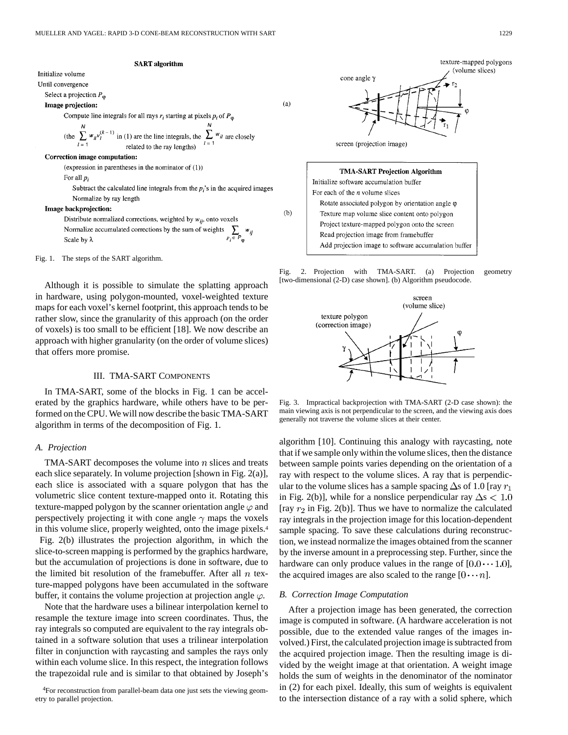**SART algorithm**

Initialize volume
Until convergence
  Select a projection $P_\varphi$
  **Image projection:**
    Compute line integrals for all rays $r_i$ starting at pixels $p_i$ of $P_\varphi$
    (the $\sum_{l=1}^{N} w_{il} v_l^{(k-1)}$ in (1) are the line integrals, the $\sum_{l=1}^{N} w_{il}$ are closely related to the ray lengths)
  **Correction image computation:**
    (expression in parentheses in the nominator of (1))
    For all $p_i$
      Subtract the calculated line integrals from the $p_i$'s in the acquired images
      Normalize by ray length
  **Image backprojection:**
    Distribute normalized corrections, weighted by $w_{ij}$, onto voxels
    Normalize accumulated corrections by the sum of weights $\sum_{p_i \in P_\varphi} w_{ij}$
    Scale by $\lambda$

Fig. 1. The steps of the SART algorithm.

Although it is possible to simulate the splatting approach in hardware, using polygon-mounted, voxel-weighted texture maps for each voxel's kernel footprint, this approach tends to be rather slow, since the granularity of this approach (on the order of voxels) is too small to be efficient [18]. We now describe an approach with higher granularity (on the order of volume slices) that offers more promise.

## III. TMA-SART Components

In TMA-SART, some of the blocks in Fig. 1 can be accelerated by the graphics hardware, while others have to be performed on the CPU. We will now describe the basic TMA-SART algorithm in terms of the decomposition of Fig. 1.

### A. Projection

TMA-SART decomposes the volume into $n$ slices and treats each slice separately. In volume projection [shown in Fig. 2(a)], each slice is associated with a square polygon that has the volumetric slice content texture-mapped onto it. Rotating this texture-mapped polygon by the scanner orientation angle $\varphi$ and perspectively projecting it with cone angle $\gamma$ maps the voxels in this volume slice, properly weighted, onto the image pixels.[4] Fig. 2(b) illustrates the projection algorithm, in which the slice-to-screen mapping is performed by the graphics hardware, but the accumulation of projections is done in software, due to the limited bit resolution of the framebuffer. After all $n$ texture-mapped polygons have been accumulated in the software buffer, it contains the volume projection at projection angle $\varphi$.

Note that the hardware uses a bilinear interpolation kernel to resample the texture image into screen coordinates. Thus, the ray integrals so computed are equivalent to the ray integrals obtained in a software solution that uses a trilinear interpolation filter in conjunction with raycasting and samples the rays only within each volume slice. In this respect, the integration follows the trapezoidal rule and is similar to that obtained by Joseph's algorithm [10]. Continuing this analogy with raycasting, note that if we sample only within the volume slices, then the distance between sample points varies depending on the orientation of a ray with respect to the volume slices. A ray that is perpendicular to the volume slices has a sample spacing $\Delta s$ of 1.0 [ray $r_1$ in Fig. 2(b)], while for a nonslice perpendicular ray $\Delta s < 1.0$ [ray $r_2$ in Fig. 2(b)]. Thus we have to normalize the calculated ray integrals in the projection image for this location-dependent sample spacing. To save these calculations during reconstruction, we instead normalize the images obtained from the scanner by the inverse amount in a preprocessing step. Further, since the hardware can only produce values in the range of $[0.0 \cdots 1.0]$, the acquired images are also scaled to the range $[0 \cdots n]$.

[4]For reconstruction from parallel-beam data one just sets the viewing geometry to parallel projection.

(a) texture-mapped polygons (volume slices); cone angle $\gamma$; $r_2$; $\varphi$; $r_1$; screen (projection image)

**TMA-SART Projection Algorithm**

(b)
```
Initialize software accumulation buffer
For each of the n volume slices
    Rotate associated polygon by orientation angle φ
    Texture map volume slice content onto polygon
    Project texture-mapped polygon onto the screen
    Read projection image from framebuffer
    Add projection image to software accumulation buffer
```

Fig. 2. Projection with TMA-SART. (a) Projection geometry [two-dimensional (2-D) case shown]. (b) Algorithm pseudocode.

Fig. 3. Impractical backprojection with TMA-SART (2-D case shown): the main viewing axis is not perpendicular to the screen, and the viewing axis does generally not traverse the volume slices at their center.

### B. Correction Image Computation

After a projection image has been generated, the correction image is computed in software. (A hardware acceleration is not possible, due to the extended value ranges of the images involved.) First, the calculated projection image is subtracted from the acquired projection image. Then the resulting image is divided by the weight image at that orientation. A weight image holds the sum of weights in the denominator of the nominator in (2) for each pixel. Ideally, this sum of weights is equivalent to the intersection distance of a ray with a solid sphere, which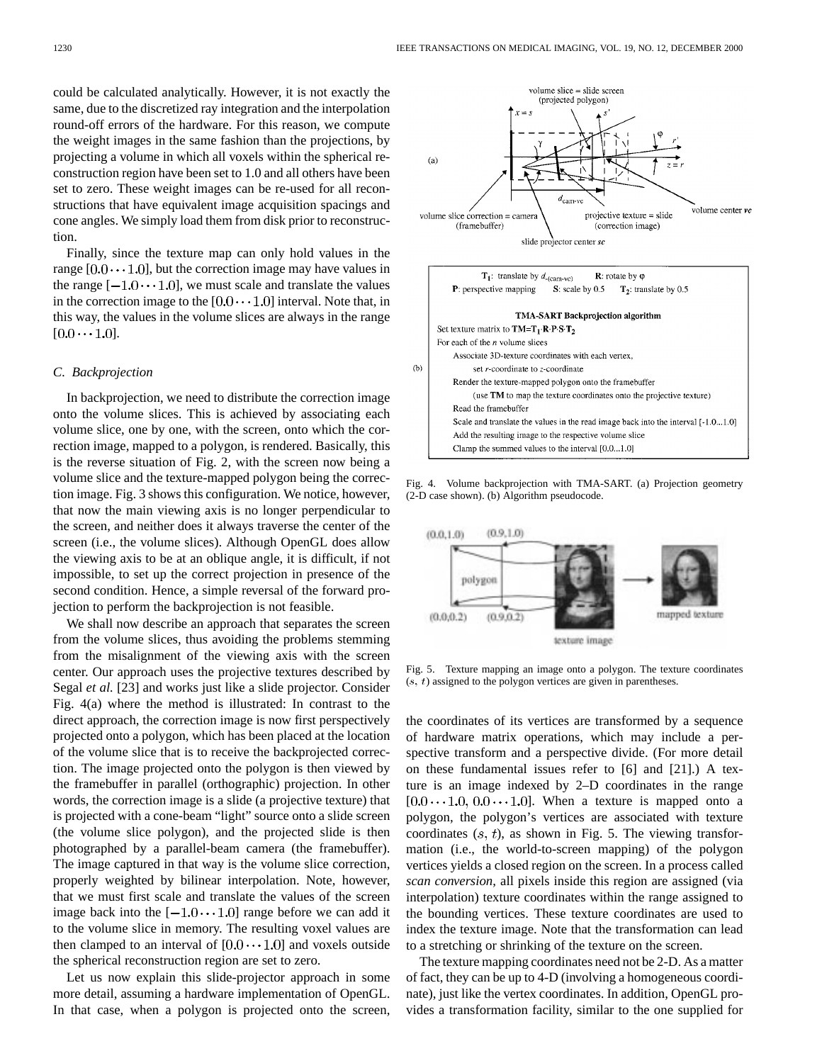could be calculated analytically. However, it is not exactly the same, due to the discretized ray integration and the interpolation round-off errors of the hardware. For this reason, we compute the weight images in the same fashion than the projections, by projecting a volume in which all voxels within the spherical reconstruction region have been set to 1.0 and all others have been set to zero. These weight images can be re-used for all reconstructions that have equivalent image acquisition spacings and cone angles. We simply load them from disk prior to reconstruction.

Finally, since the texture map can only hold values in the range $[0.0 \cdots 1.0]$, but the correction image may have values in the range $[-1.0 \cdots 1.0]$, we must scale and translate the values in the correction image to the $[0.0 \cdots 1.0]$ interval. Note that, in this way, the values in the volume slices are always in the range $[0.0 \cdots 1.0]$.

### C. Backprojection

In backprojection, we need to distribute the correction image onto the volume slices. This is achieved by associating each volume slice, one by one, with the screen, onto which the correction image, mapped to a polygon, is rendered. Basically, this is the reverse situation of Fig. 2, with the screen now being a volume slice and the texture-mapped polygon being the correction image. Fig. 3 shows this configuration. We notice, however, that now the main viewing axis is no longer perpendicular to the screen, and neither does it always traverse the center of the screen (i.e., the volume slices). Although OpenGL does allow the viewing axis to be at an oblique angle, it is difficult, if not impossible, to set up the correct projection in presence of the second condition. Hence, a simple reversal of the forward projection to perform the backprojection is not feasible.

We shall now describe an approach that separates the screen from the volume slices, thus avoiding the problems stemming from the misalignment of the viewing axis with the screen center. Our approach uses the projective textures described by Segal *et al.* [23] and works just like a slide projector. Consider Fig. 4(a) where the method is illustrated: In contrast to the direct approach, the correction image is now first perspectively projected onto a polygon, which has been placed at the location of the volume slice that is to receive the backprojected correction. The image projected onto the polygon is then viewed by the framebuffer in parallel (orthographic) projection. In other words, the correction image is a slide (a projective texture) that is projected with a cone-beam "light" source onto a slide screen (the volume slice polygon), and the projected slide is then photographed by a parallel-beam camera (the framebuffer). The image captured in that way is the volume slice correction, properly weighted by bilinear interpolation. Note, however, that we must first scale and translate the values of the screen image back into the $[-1.0 \cdots 1.0]$ range before we can add it to the volume slice in memory. The resulting voxel values are then clamped to an interval of $[0.0 \cdots 1.0]$ and voxels outside the spherical reconstruction region are set to zero.

Let us now explain this slide-projector approach in some more detail, assuming a hardware implementation of OpenGL. In that case, when a polygon is projected onto the screen, the coordinates of its vertices are transformed by a sequence of hardware matrix operations, which may include a perspective transform and a perspective divide. (For more detail on these fundamental issues refer to [6] and [21].) A texture is an image indexed by 2–D coordinates in the range $[0.0 \cdots 1.0,\ 0.0 \cdots 1.0]$. When a texture is mapped onto a polygon, the polygon's vertices are associated with texture coordinates $(s, t)$, as shown in Fig. 5. The viewing transformation (i.e., the world-to-screen mapping) of the polygon vertices yields a closed region on the screen. In a process called *scan conversion*, all pixels inside this region are assigned (via interpolation) texture coordinates within the range assigned to the bounding vertices. These texture coordinates are used to index the texture image. Note that the transformation can lead to a stretching or shrinking of the texture on the screen.

The texture mapping coordinates need not be 2-D. As a matter of fact, they can be up to 4-D (involving a homogeneous coordinate), just like the vertex coordinates. In addition, OpenGL provides a transformation facility, similar to the one supplied for

$\mathbf{T_1}$: translate by $d_{-(\text{cam-vc})}$ $\quad$ $\mathbf{R}$: rotate by $\varphi$
$\mathbf{P}$: perspective mapping $\quad$ $\mathbf{S}$: scale by 0.5 $\quad$ $\mathbf{T_2}$: translate by 0.5

**TMA-SART Backprojection algorithm**

```
Set texture matrix to TM=T1·R·P·S·T2
For each of the n volume slices
    Associate 3D-texture coordinates with each vertex,
        set r-coordinate to z-coordinate
    Render the texture-mapped polygon onto the framebuffer
        (use TM to map the texture coordinates onto the projective texture)
    Read the framebuffer
    Scale and translate the values in the read image back into the interval [-1.0...1.0]
    Add the resulting image to the respective volume slice
    Clamp the summed values to the interval [0.0...1.0]
```

Fig. 4. Volume backprojection with TMA-SART. (a) Projection geometry (2-D case shown). (b) Algorithm pseudocode.

Fig. 5. Texture mapping an image onto a polygon. The texture coordinates $(s, t)$ assigned to the polygon vertices are given in parentheses.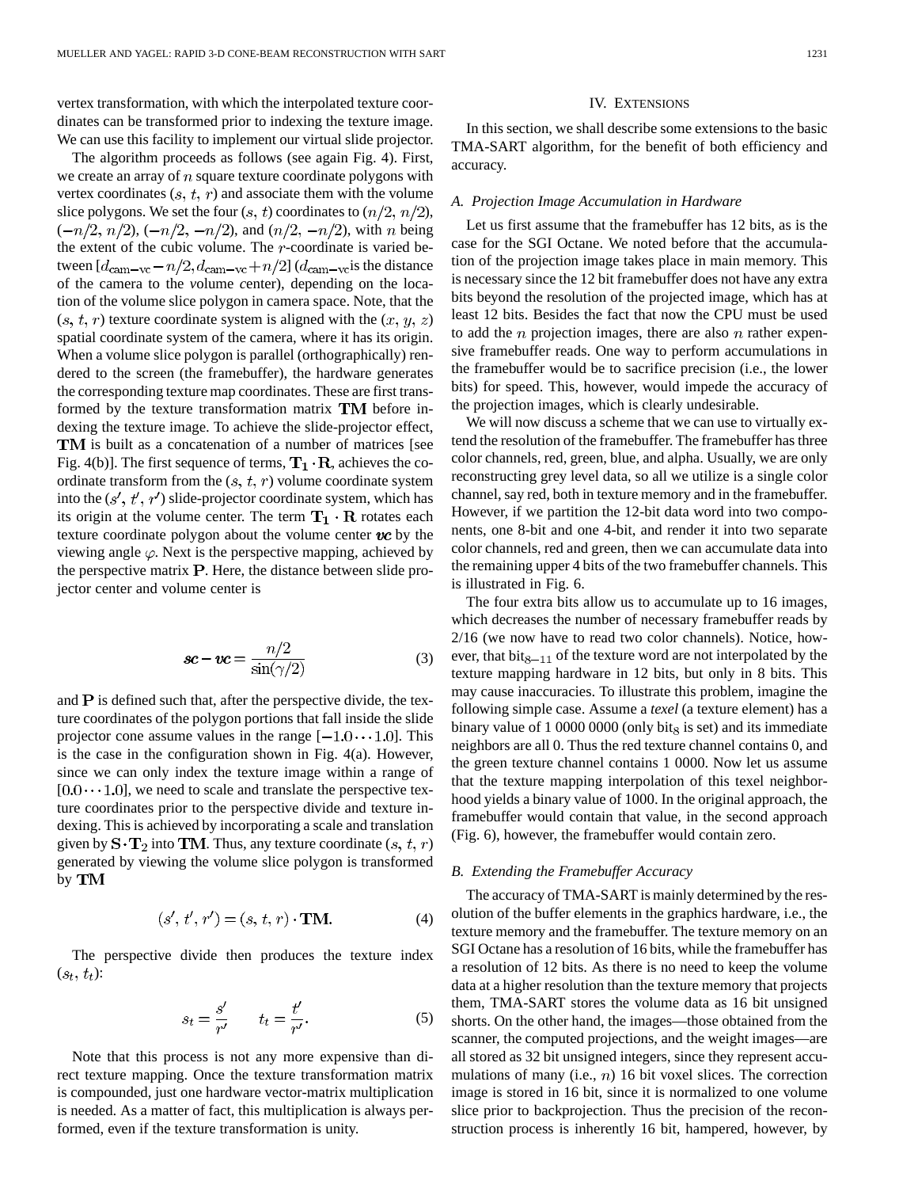vertex transformation, with which the interpolated texture coordinates can be transformed prior to indexing the texture image. We can use this facility to implement our virtual slide projector.

The algorithm proceeds as follows (see again Fig. 4). First, we create an array of $n$ square texture coordinate polygons with vertex coordinates $(s, t, r)$ and associate them with the volume slice polygons. We set the four $(s, t)$ coordinates to $(n/2, n/2)$, $(-n/2, n/2)$, $(-n/2, -n/2)$, and $(n/2, -n/2)$, with $n$ being the extent of the cubic volume. The $r$-coordinate is varied between $[d_{\mathrm{cam-vc}} - n/2, d_{\mathrm{cam-vc}} + n/2]$ ($d_{\mathrm{cam-vc}}$ is the distance of the camera to the *v*olume *c*enter), depending on the location of the volume slice polygon in camera space. Note, that the $(s, t, r)$ texture coordinate system is aligned with the $(x, y, z)$ spatial coordinate system of the camera, where it has its origin. When a volume slice polygon is parallel (orthographically) rendered to the screen (the framebuffer), the hardware generates the corresponding texture map coordinates. These are first transformed by the texture transformation matrix $\mathbf{TM}$ before indexing the texture image. To achieve the slide-projector effect, $\mathbf{TM}$ is built as a concatenation of a number of matrices [see Fig. 4(b)]. The first sequence of terms, $\mathbf{T_1} \cdot \mathbf{R}$, achieves the coordinate transform from the $(s, t, r)$ volume coordinate system into the $(s', t', r')$ slide-projector coordinate system, which has its origin at the volume center. The term $\mathbf{T_1} \cdot \mathbf{R}$ rotates each texture coordinate polygon about the volume center $\boldsymbol{vc}$ by the viewing angle $\varphi$. Next is the perspective mapping, achieved by the perspective matrix $\mathbf{P}$. Here, the distance between slide projector center and volume center is

$$\boldsymbol{sc} - \boldsymbol{vc} = \frac{n/2}{\sin(\gamma/2)} \tag{3}$$

and $\mathbf{P}$ is defined such that, after the perspective divide, the texture coordinates of the polygon portions that fall inside the slide projector cone assume values in the range $[-1.0 \cdots 1.0]$. This is the case in the configuration shown in Fig. 4(a). However, since we can only index the texture image within a range of $[0.0 \cdots 1.0]$, we need to scale and translate the perspective texture coordinates prior to the perspective divide and texture indexing. This is achieved by incorporating a scale and translation given by $\mathbf{S} \cdot \mathbf{T}_2$ into $\mathbf{TM}$. Thus, any texture coordinate $(s, t, r)$ generated by viewing the volume slice polygon is transformed by $\mathbf{TM}$

$$(s', t', r') = (s, t, r) \cdot \mathbf{TM}. \tag{4}$$

The perspective divide then produces the texture index $(s_t, t_t)$:

$$s_t = \frac{s'}{r'} \qquad t_t = \frac{t'}{r'}. \tag{5}$$

Note that this process is not any more expensive than direct texture mapping. Once the texture transformation matrix is compounded, just one hardware vector-matrix multiplication is needed. As a matter of fact, this multiplication is always performed, even if the texture transformation is unity.

## IV. Extensions

In this section, we shall describe some extensions to the basic TMA-SART algorithm, for the benefit of both efficiency and accuracy.

### A. Projection Image Accumulation in Hardware

Let us first assume that the framebuffer has 12 bits, as is the case for the SGI Octane. We noted before that the accumulation of the projection image takes place in main memory. This is necessary since the 12 bit framebuffer does not have any extra bits beyond the resolution of the projected image, which has at least 12 bits. Besides the fact that now the CPU must be used to add the $n$ projection images, there are also $n$ rather expensive framebuffer reads. One way to perform accumulations in the framebuffer would be to sacrifice precision (i.e., the lower bits) for speed. This, however, would impede the accuracy of the projection images, which is clearly undesirable.

We will now discuss a scheme that we can use to virtually extend the resolution of the framebuffer. The framebuffer has three color channels, red, green, blue, and alpha. Usually, we are only reconstructing grey level data, so all we utilize is a single color channel, say red, both in texture memory and in the framebuffer. However, if we partition the 12-bit data word into two components, one 8-bit and one 4-bit, and render it into two separate color channels, red and green, then we can accumulate data into the remaining upper 4 bits of the two framebuffer channels. This is illustrated in Fig. 6.

The four extra bits allow us to accumulate up to 16 images, which decreases the number of necessary framebuffer reads by 2/16 (we now have to read two color channels). Notice, however, that $\mathrm{bit}_{8-11}$ of the texture word are not interpolated by the texture mapping hardware in 12 bits, but only in 8 bits. This may cause inaccuracies. To illustrate this problem, imagine the following simple case. Assume a *texel* (a texture element) has a binary value of 1 0000 0000 (only $\mathrm{bit}_8$ is set) and its immediate neighbors are all 0. Thus the red texture channel contains 0, and the green texture channel contains 1 0000. Now let us assume that the texture mapping interpolation of this texel neighborhood yields a binary value of 1000. In the original approach, the framebuffer would contain that value, in the second approach (Fig. 6), however, the framebuffer would contain zero.

### B. Extending the Framebuffer Accuracy

The accuracy of TMA-SART is mainly determined by the resolution of the buffer elements in the graphics hardware, i.e., the texture memory and the framebuffer. The texture memory on an SGI Octane has a resolution of 16 bits, while the framebuffer has a resolution of 12 bits. As there is no need to keep the volume data at a higher resolution than the texture memory that projects them, TMA-SART stores the volume data as 16 bit unsigned shorts. On the other hand, the images—those obtained from the scanner, the computed projections, and the weight images—are all stored as 32 bit unsigned integers, since they represent accumulations of many (i.e., $n$) 16 bit voxel slices. The correction image is stored in 16 bit, since it is normalized to one volume slice prior to backprojection. Thus the precision of the reconstruction process is inherently 16 bit, hampered, however, by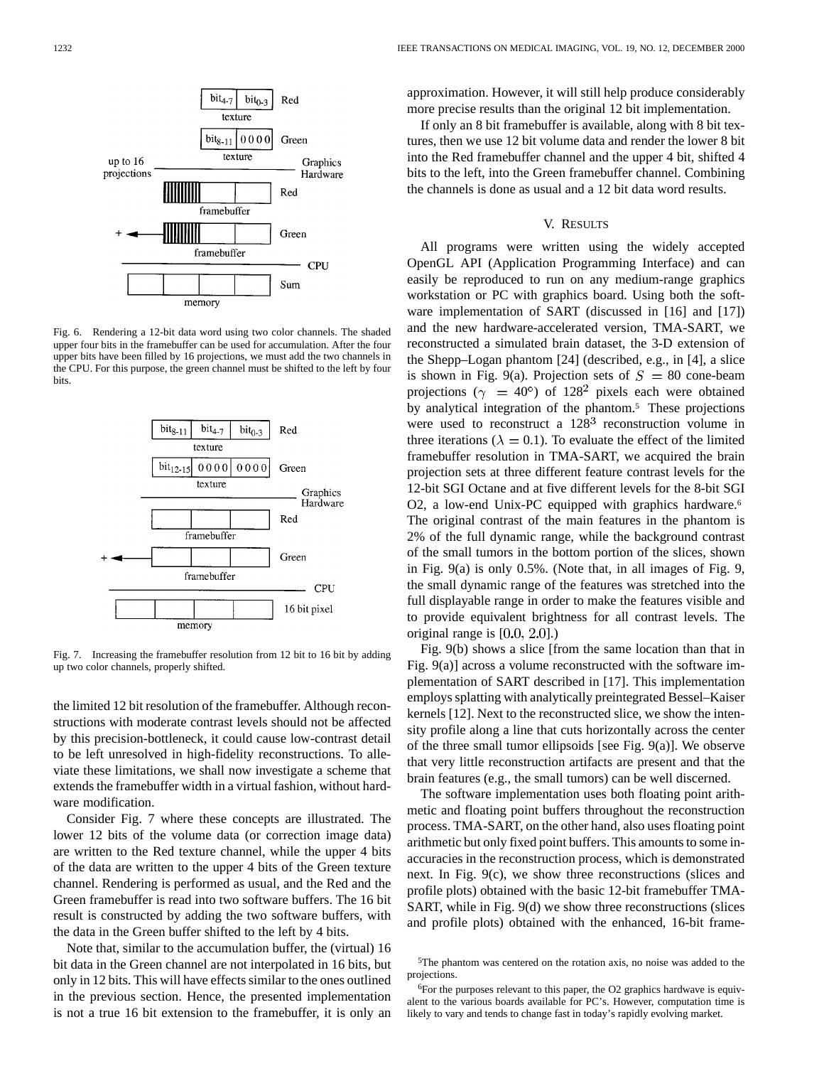Fig. 6. Rendering a 12-bit data word using two color channels. The shaded upper four bits in the framebuffer can be used for accumulation. After the four upper bits have been filled by 16 projections, we must add the two channels in the CPU. For this purpose, the green channel must be shifted to the left by four bits.

Fig. 7. Increasing the framebuffer resolution from 12 bit to 16 bit by adding up two color channels, properly shifted.

the limited 12 bit resolution of the framebuffer. Although reconstructions with moderate contrast levels should not be affected by this precision-bottleneck, it could cause low-contrast detail to be left unresolved in high-fidelity reconstructions. To alleviate these limitations, we shall now investigate a scheme that extends the framebuffer width in a virtual fashion, without hardware modification.

Consider Fig. 7 where these concepts are illustrated. The lower 12 bits of the volume data (or correction image data) are written to the Red texture channel, while the upper 4 bits of the data are written to the upper 4 bits of the Green texture channel. Rendering is performed as usual, and the Red and the Green framebuffer is read into two software buffers. The 16 bit result is constructed by adding the two software buffers, with the data in the Green buffer shifted to the left by 4 bits.

Note that, similar to the accumulation buffer, the (virtual) 16 bit data in the Green channel are not interpolated in 16 bits, but only in 12 bits. This will have effects similar to the ones outlined in the previous section. Hence, the presented implementation is not a true 16 bit extension to the framebuffer, it is only an approximation. However, it will still help produce considerably more precise results than the original 12 bit implementation.

If only an 8 bit framebuffer is available, along with 8 bit textures, then we use 12 bit volume data and render the lower 8 bit into the Red framebuffer channel and the upper 4 bit, shifted 4 bits to the left, into the Green framebuffer channel. Combining the channels is done as usual and a 12 bit data word results.

## V. Results

All programs were written using the widely accepted OpenGL API (Application Programming Interface) and can easily be reproduced to run on any medium-range graphics workstation or PC with graphics board. Using both the software implementation of SART (discussed in [16] and [17]) and the new hardware-accelerated version, TMA-SART, we reconstructed a simulated brain dataset, the 3-D extension of the Shepp–Logan phantom [24] (described, e.g., in [4], a slice is shown in Fig. 9(a). Projection sets of $S = 80$ cone-beam projections ($\gamma = 40°$) of $128^2$ pixels each were obtained by analytical integration of the phantom.[5] These projections were used to reconstruct a $128^3$ reconstruction volume in three iterations ($\lambda = 0.1$). To evaluate the effect of the limited framebuffer resolution in TMA-SART, we acquired the brain projection sets at three different feature contrast levels for the 12-bit SGI Octane and at five different levels for the 8-bit SGI O2, a low-end Unix-PC equipped with graphics hardware.[6] The original contrast of the main features in the phantom is 2% of the full dynamic range, while the background contrast of the small tumors in the bottom portion of the slices, shown in Fig. 9(a) is only 0.5%. (Note that, in all images of Fig. 9, the small dynamic range of the features was stretched into the full displayable range in order to make the features visible and to provide equivalent brightness for all contrast levels. The original range is $[0.0, 2.0]$.)

Fig. 9(b) shows a slice [from the same location than that in Fig. 9(a)] across a volume reconstructed with the software implementation of SART described in [17]. This implementation employs splatting with analytically preintegrated Bessel–Kaiser kernels [12]. Next to the reconstructed slice, we show the intensity profile along a line that cuts horizontally across the center of the three small tumor ellipsoids [see Fig. 9(a)]. We observe that very little reconstruction artifacts are present and that the brain features (e.g., the small tumors) can be well discerned.

The software implementation uses both floating point arithmetic and floating point buffers throughout the reconstruction process. TMA-SART, on the other hand, also uses floating point arithmetic but only fixed point buffers. This amounts to some inaccuracies in the reconstruction process, which is demonstrated next. In Fig. 9(c), we show three reconstructions (slices and profile plots) obtained with the basic 12-bit framebuffer TMA-SART, while in Fig. 9(d) we show three reconstructions (slices and profile plots) obtained with the enhanced, 16-bit frame-

[5]The phantom was centered on the rotation axis, no noise was added to the projections.

[6]For the purposes relevant to this paper, the O2 graphics hardwave is equivalent to the various boards available for PC's. However, computation time is likely to vary and tends to change fast in today's rapidly evolving market.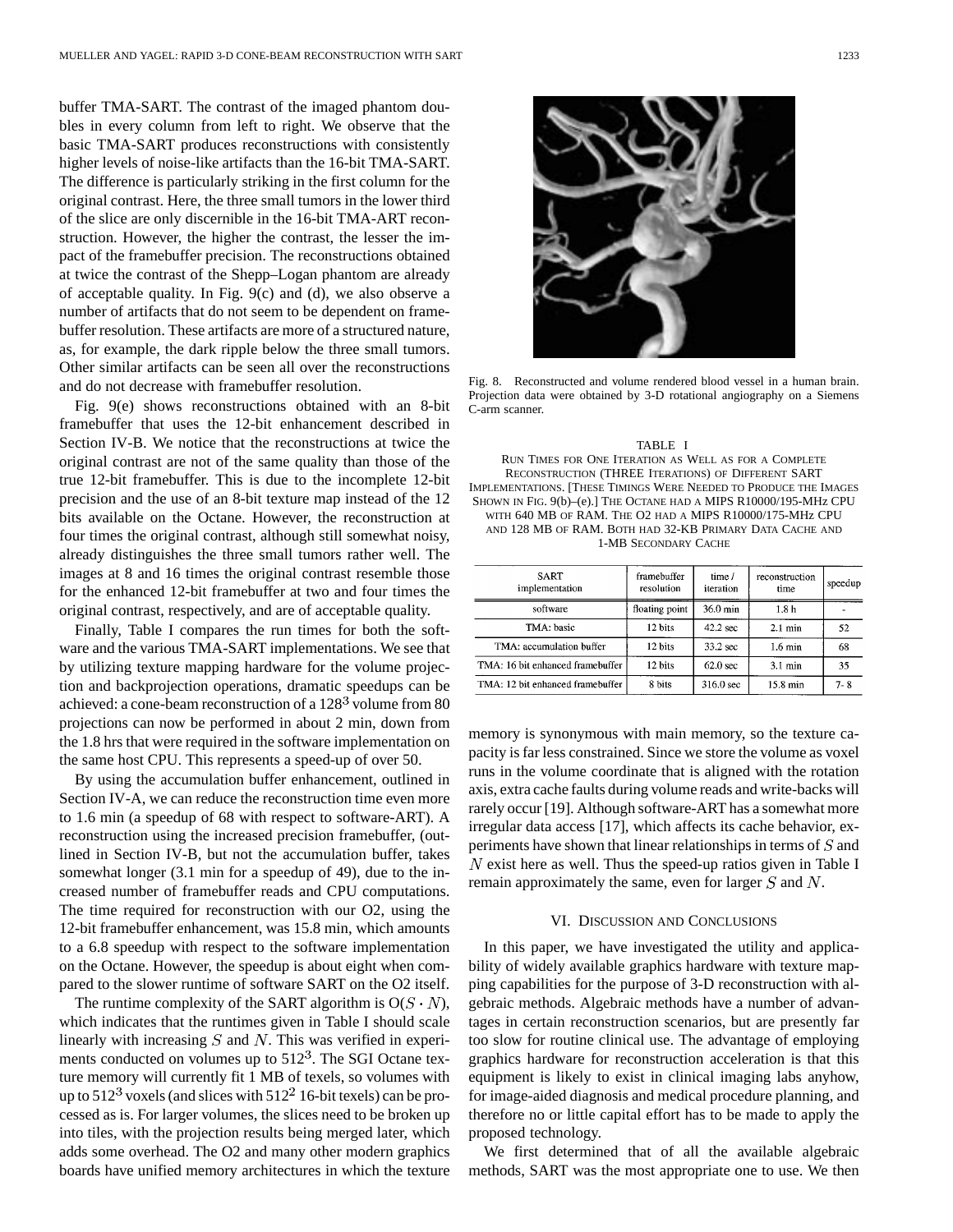buffer TMA-SART. The contrast of the imaged phantom doubles in every column from left to right. We observe that the basic TMA-SART produces reconstructions with consistently higher levels of noise-like artifacts than the 16-bit TMA-SART. The difference is particularly striking in the first column for the original contrast. Here, the three small tumors in the lower third of the slice are only discernible in the 16-bit TMA-ART reconstruction. However, the higher the contrast, the lesser the impact of the framebuffer precision. The reconstructions obtained at twice the contrast of the Shepp–Logan phantom are already of acceptable quality. In Fig. 9(c) and (d), we also observe a number of artifacts that do not seem to be dependent on framebuffer resolution. These artifacts are more of a structured nature, as, for example, the dark ripple below the three small tumors. Other similar artifacts can be seen all over the reconstructions and do not decrease with framebuffer resolution.

Fig. 9(e) shows reconstructions obtained with an 8-bit framebuffer that uses the 12-bit enhancement described in Section IV-B. We notice that the reconstructions at twice the original contrast are not of the same quality than those of the true 12-bit framebuffer. This is due to the incomplete 12-bit precision and the use of an 8-bit texture map instead of the 12 bits available on the Octane. However, the reconstruction at four times the original contrast, although still somewhat noisy, already distinguishes the three small tumors rather well. The images at 8 and 16 times the original contrast resemble those for the enhanced 12-bit framebuffer at two and four times the original contrast, respectively, and are of acceptable quality.

Finally, Table I compares the run times for both the software and the various TMA-SART implementations. We see that by utilizing texture mapping hardware for the volume projection and backprojection operations, dramatic speedups can be achieved: a cone-beam reconstruction of a $128^3$ volume from 80 projections can now be performed in about 2 min, down from the 1.8 hrs that were required in the software implementation on the same host CPU. This represents a speed-up of over 50.

By using the accumulation buffer enhancement, outlined in Section IV-A, we can reduce the reconstruction time even more to 1.6 min (a speedup of 68 with respect to software-ART). A reconstruction using the increased precision framebuffer, (outlined in Section IV-B, but not the accumulation buffer, takes somewhat longer (3.1 min for a speedup of 49), due to the increased number of framebuffer reads and CPU computations. The time required for reconstruction with our O2, using the 12-bit framebuffer enhancement, was 15.8 min, which amounts to a 6.8 speedup with respect to the software implementation on the Octane. However, the speedup is about eight when compared to the slower runtime of software SART on the O2 itself.

The runtime complexity of the SART algorithm is $O(S \cdot N)$, which indicates that the runtimes given in Table I should scale linearly with increasing $S$ and $N$. This was verified in experiments conducted on volumes up to $512^3$. The SGI Octane texture memory will currently fit 1 MB of texels, so volumes with up to $512^3$ voxels (and slices with $512^2$ 16-bit texels) can be processed as is. For larger volumes, the slices need to be broken up into tiles, with the projection results being merged later, which adds some overhead. The O2 and many other modern graphics boards have unified memory architectures in which the texture memory is synonymous with main memory, so the texture capacity is far less constrained. Since we store the volume as voxel runs in the volume coordinate that is aligned with the rotation axis, extra cache faults during volume reads and write-backs will rarely occur [19]. Although software-ART has a somewhat more irregular data access [17], which affects its cache behavior, experiments have shown that linear relationships in terms of $S$ and $N$ exist here as well. Thus the speed-up ratios given in Table I remain approximately the same, even for larger $S$ and $N$.

Fig. 8. Reconstructed and volume rendered blood vessel in a human brain. Projection data were obtained by 3-D rotational angiography on a Siemens C-arm scanner.

TABLE I
RUN TIMES FOR ONE ITERATION AS WELL AS FOR A COMPLETE RECONSTRUCTION (THREE ITERATIONS) OF DIFFERENT SART IMPLEMENTATIONS. [THESE TIMINGS WERE NEEDED TO PRODUCE THE IMAGES SHOWN IN FIG. 9(b)–(e).] THE OCTANE HAD A MIPS R10000/195-MHz CPU WITH 640 MB OF RAM. THE O2 HAD A MIPS R10000/175-MHz CPU AND 128 MB OF RAM. BOTH HAD 32-KB PRIMARY DATA CACHE AND 1-MB SECONDARY CACHE

| SART implementation | framebuffer resolution | time / iteration | reconstruction time | speedup |
|---|---|---|---|---|
| software | floating point | 36.0 min | 1.8 h | - |
| TMA: basic | 12 bits | 42.2 sec | 2.1 min | 52 |
| TMA: accumulation buffer | 12 bits | 33.2 sec | 1.6 min | 68 |
| TMA: 16 bit enhanced framebuffer | 12 bits | 62.0 sec | 3.1 min | 35 |
| TMA: 12 bit enhanced framebuffer | 8 bits | 316.0 sec | 15.8 min | 7- 8 |

## VI. Discussion and Conclusions

In this paper, we have investigated the utility and applicability of widely available graphics hardware with texture mapping capabilities for the purpose of 3-D reconstruction with algebraic methods. Algebraic methods have a number of advantages in certain reconstruction scenarios, but are presently far too slow for routine clinical use. The advantage of employing graphics hardware for reconstruction acceleration is that this equipment is likely to exist in clinical imaging labs anyhow, for image-aided diagnosis and medical procedure planning, and therefore no or little capital effort has to be made to apply the proposed technology.

We first determined that of all the available algebraic methods, SART was the most appropriate one to use. We then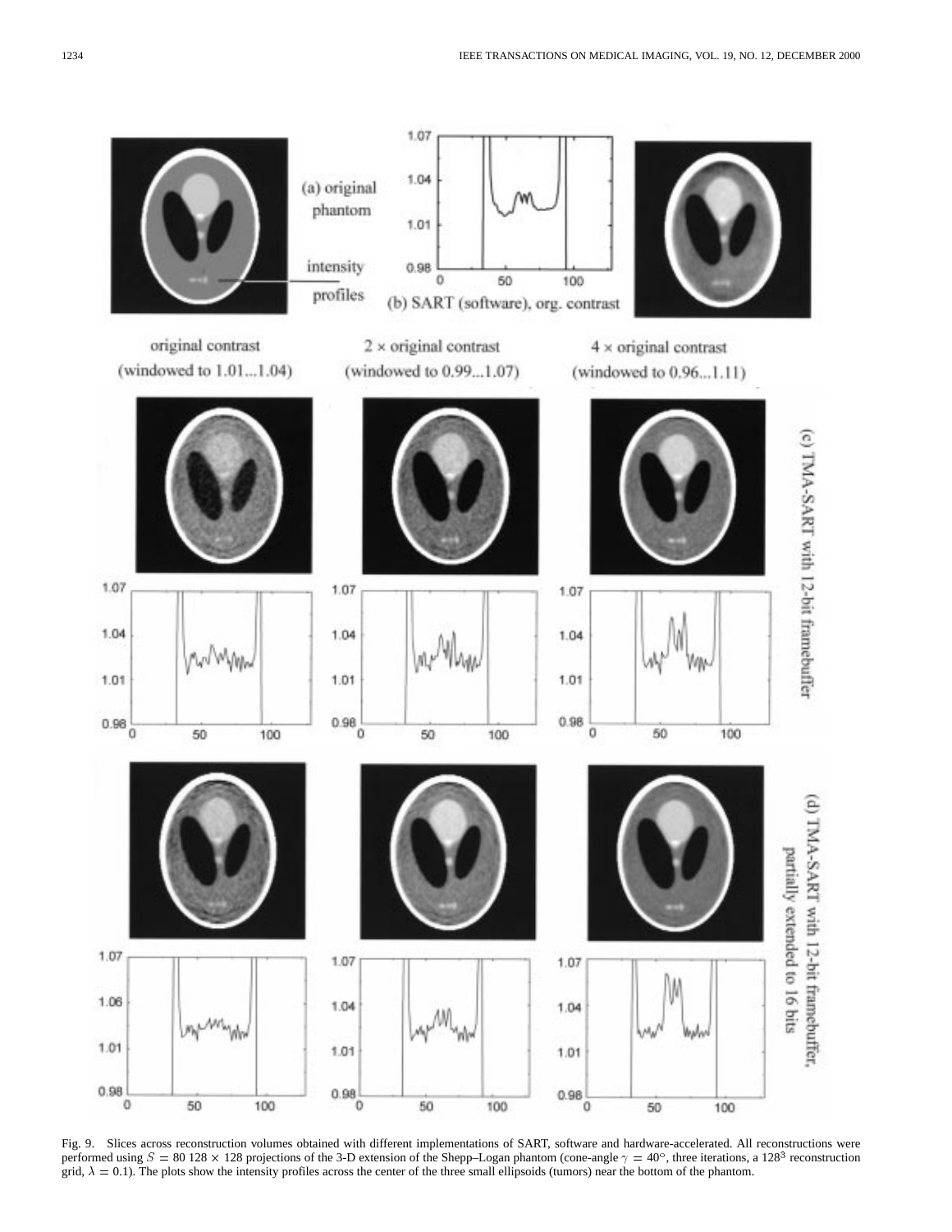Fig. 9. Slices across reconstruction volumes obtained with different implementations of SART, software and hardware-accelerated. All reconstructions were performed using $S = 80$ $128 \times 128$ projections of the 3-D extension of the Shepp–Logan phantom (cone-angle $\gamma = 40°$, three iterations, a $128^3$ reconstruction grid, $\lambda = 0.1$). The plots show the intensity profiles across the center of the three small ellipsoids (tumors) near the bottom of the phantom.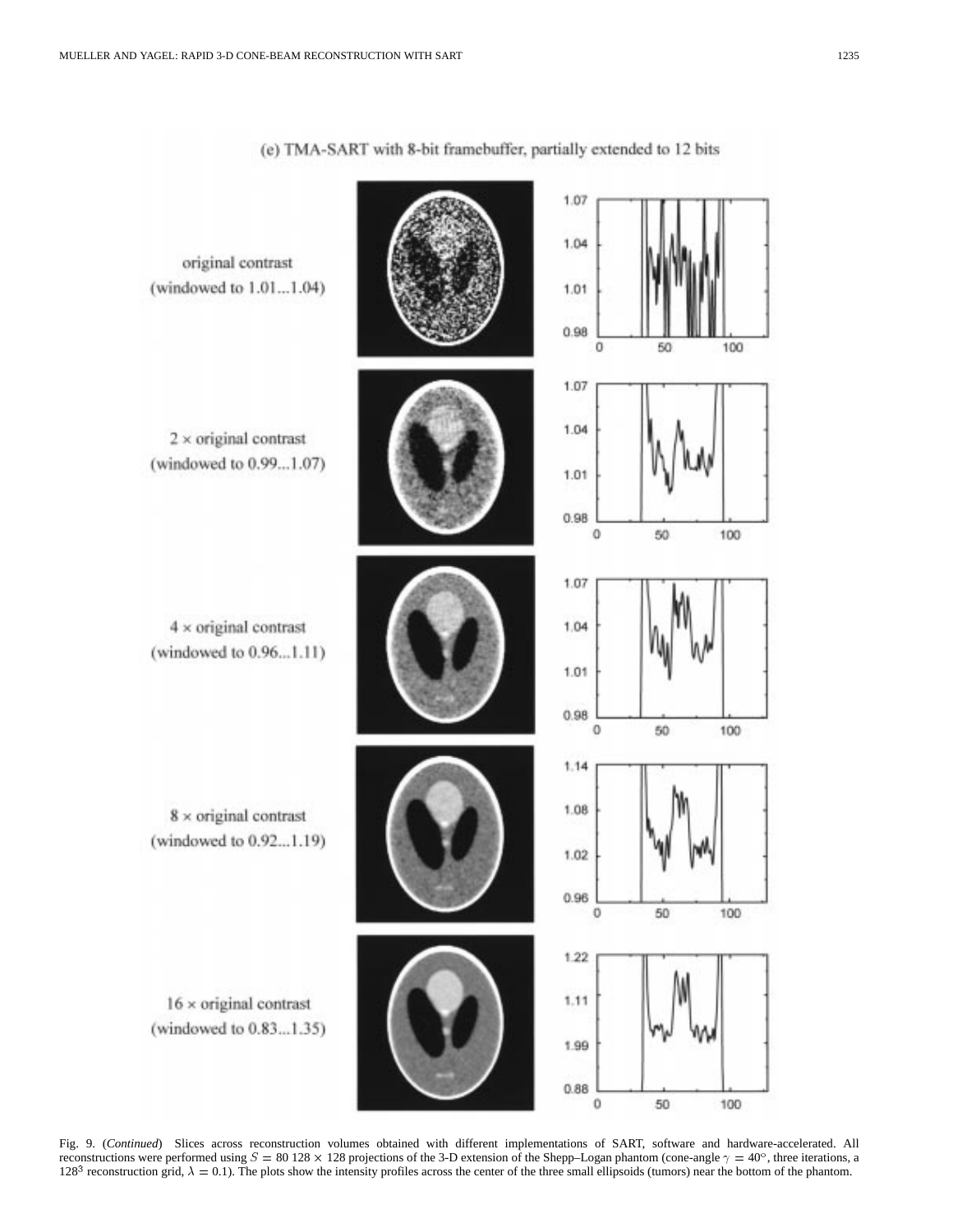(e) TMA-SART with 8-bit framebuffer, partially extended to 12 bits

original contrast (windowed to 1.01...1.04)

$2 \times$ original contrast (windowed to 0.99...1.07)

$4 \times$ original contrast (windowed to 0.96...1.11)

$8 \times$ original contrast (windowed to 0.92...1.19)

$16 \times$ original contrast (windowed to 0.83...1.35)

Fig. 9. (*Continued*) Slices across reconstruction volumes obtained with different implementations of SART, software and hardware-accelerated. All reconstructions were performed using $S = 80$ $128 \times 128$ projections of the 3-D extension of the Shepp–Logan phantom (cone-angle $\gamma = 40°$, three iterations, a $128^3$ reconstruction grid, $\lambda = 0.1$). The plots show the intensity profiles across the center of the three small ellipsoids (tumors) near the bottom of the phantom.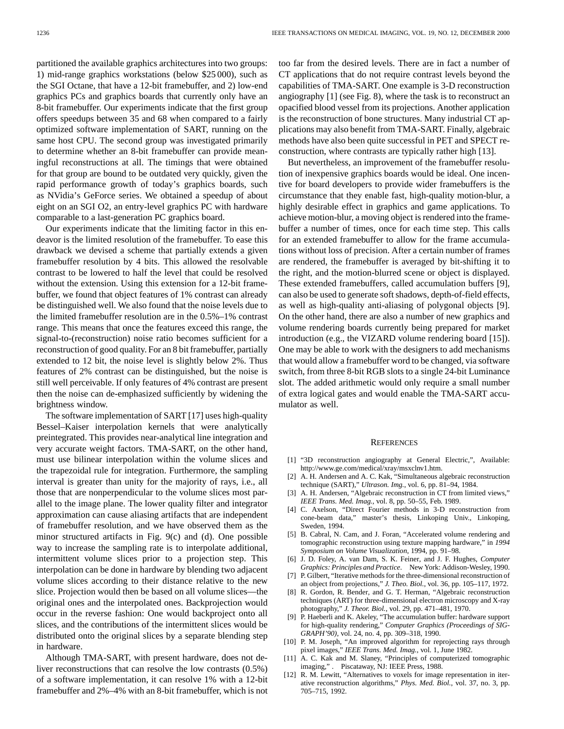partitioned the available graphics architectures into two groups: 1) mid-range graphics workstations (below $25 000), such as the SGI Octane, that have a 12-bit framebuffer, and 2) low-end graphics PCs and graphics boards that currently only have an 8-bit framebuffer. Our experiments indicate that the first group offers speedups between 35 and 68 when compared to a fairly optimized software implementation of SART, running on the same host CPU. The second group was investigated primarily to determine whether an 8-bit framebuffer can provide meaningful reconstructions at all. The timings that were obtained for that group are bound to be outdated very quickly, given the rapid performance growth of today's graphics boards, such as NVidia's GeForce series. We obtained a speedup of about eight on an SGI O2, an entry-level graphics PC with hardware comparable to a last-generation PC graphics board.

Our experiments indicate that the limiting factor in this endeavor is the limited resolution of the framebuffer. To ease this drawback we devised a scheme that partially extends a given framebuffer resolution by 4 bits. This allowed the resolvable contrast to be lowered to half the level that could be resolved without the extension. Using this extension for a 12-bit framebuffer, we found that object features of 1% contrast can already be distinguished well. We also found that the noise levels due to the limited framebuffer resolution are in the 0.5%–1% contrast range. This means that once the features exceed this range, the signal-to-(reconstruction) noise ratio becomes sufficient for a reconstruction of good quality. For an 8 bit framebuffer, partially extended to 12 bit, the noise level is slightly below 2%. Thus features of 2% contrast can be distinguished, but the noise is still well perceivable. If only features of 4% contrast are present then the noise can de-emphasized sufficiently by widening the brightness window.

The software implementation of SART [17] uses high-quality Bessel–Kaiser interpolation kernels that were analytically preintegrated. This provides near-analytical line integration and very accurate weight factors. TMA-SART, on the other hand, must use bilinear interpolation within the volume slices and the trapezoidal rule for integration. Furthermore, the sampling interval is greater than unity for the majority of rays, i.e., all those that are nonperpendicular to the volume slices most parallel to the image plane. The lower quality filter and integrator approximation can cause aliasing artifacts that are independent of framebuffer resolution, and we have observed them as the minor structured artifacts in Fig. 9(c) and (d). One possible way to increase the sampling rate is to interpolate additional, intermittent volume slices prior to a projection step. This interpolation can be done in hardware by blending two adjacent volume slices according to their distance relative to the new slice. Projection would then be based on all volume slices—the original ones and the interpolated ones. Backprojection would occur in the reverse fashion: One would backproject onto all slices, and the contributions of the intermittent slices would be distributed onto the original slices by a separate blending step in hardware.

Although TMA-SART, with present hardware, does not deliver reconstructions that can resolve the low contrasts (0.5%) of a software implementation, it can resolve 1% with a 12-bit framebuffer and 2%–4% with an 8-bit framebuffer, which is not too far from the desired levels. There are in fact a number of CT applications that do not require contrast levels beyond the capabilities of TMA-SART. One example is 3-D reconstruction angiography [1] (see Fig. 8), where the task is to reconstruct an opacified blood vessel from its projections. Another application is the reconstruction of bone structures. Many industrial CT applications may also benefit from TMA-SART. Finally, algebraic methods have also been quite successful in PET and SPECT reconstruction, where contrasts are typically rather high [13].

But nevertheless, an improvement of the framebuffer resolution of inexpensive graphics boards would be ideal. One incentive for board developers to provide wider framebuffers is the circumstance that they enable fast, high-quality motion-blur, a highly desirable effect in graphics and game applications. To achieve motion-blur, a moving object is rendered into the framebuffer a number of times, once for each time step. This calls for an extended framebuffer to allow for the frame accumulations without loss of precision. After a certain number of frames are rendered, the framebuffer is averaged by bit-shifting it to the right, and the motion-blurred scene or object is displayed. These extended framebuffers, called accumulation buffers [9], can also be used to generate soft shadows, depth-of-field effects, as well as high-quality anti-aliasing of polygonal objects [9]. On the other hand, there are also a number of new graphics and volume rendering boards currently being prepared for market introduction (e.g., the VIZARD volume rendering board [15]). One may be able to work with the designers to add mechanisms that would allow a framebuffer word to be changed, via software switch, from three 8-bit RGB slots to a single 24-bit Luminance slot. The added arithmetic would only require a small number of extra logical gates and would enable the TMA-SART accumulator as well.

## References

[1] "3D reconstruction angiography at General Electric,", Available: http://www.ge.com/medical/xray/msxclnv1.htm.

[2] A. H. Andersen and A. C. Kak, "Simultaneous algebraic reconstruction technique (SART)," *Ultrason. Img.*, vol. 6, pp. 81–94, 1984.

[3] A. H. Andersen, "Algebraic reconstruction in CT from limited views," *IEEE Trans. Med. Imag.*, vol. 8, pp. 50–55, Feb. 1989.

[4] C. Axelson, "Direct Fourier methods in 3-D reconstruction from cone-beam data," master's thesis, Linkoping Univ., Linkoping, Sweden, 1994.

[5] B. Cabral, N. Cam, and J. Foran, "Accelerated volume rendering and tomographic reconstruction using texture mapping hardware," in *1994 Symposium on Volume Visualization*, 1994, pp. 91–98.

[6] J. D. Foley, A. van Dam, S. K. Feiner, and J. F. Hughes, *Computer Graphics: Principles and Practice*. New York: Addison-Wesley, 1990.

[7] P. Gilbert, "Iterative methods for the three-dimensional reconstruction of an object from projections," *J. Theo. Biol.*, vol. 36, pp. 105–117, 1972.

[8] R. Gordon, R. Bender, and G. T. Herman, "Algebraic reconstruction techniques (ART) for three-dimensional electron microscopy and X-ray photography," *J. Theor. Biol.*, vol. 29, pp. 471–481, 1970.

[9] P. Haeberli and K. Akeley, "The accumulation buffer: hardware support for high-quality rendering," *Computer Graphics (Proceedings of SIGGRAPH'90)*, vol. 24, no. 4, pp. 309–318, 1990.

[10] P. M. Joseph, "An improved algorithm for reprojecting rays through pixel images," *IEEE Trans. Med. Imag.*, vol. 1, June 1982.

[11] A. C. Kak and M. Slaney, "Principles of computerized tomographic imaging," . Piscataway, NJ: IEEE Press, 1988.

[12] R. M. Lewitt, "Alternatives to voxels for image representation in iterative reconstruction algorithms," *Phys. Med. Biol.*, vol. 37, no. 3, pp. 705–715, 1992.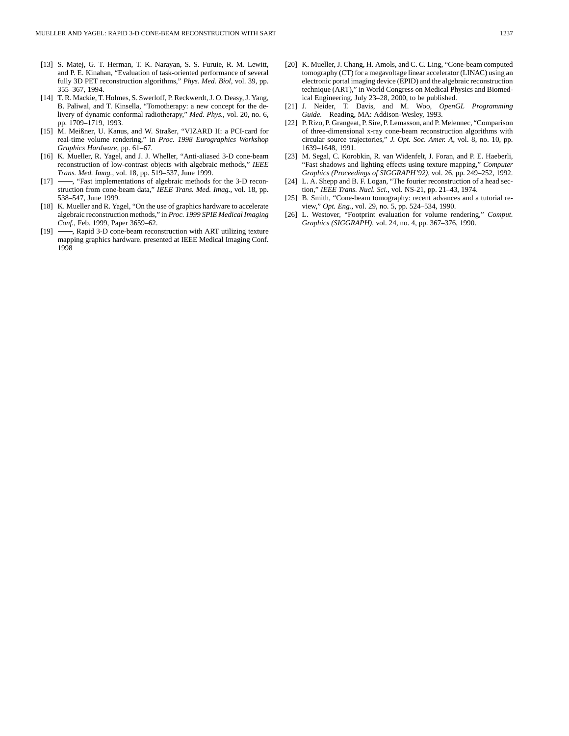[13] S. Matej, G. T. Herman, T. K. Narayan, S. S. Furuie, R. M. Lewitt, and P. E. Kinahan, "Evaluation of task-oriented performance of several fully 3D PET reconstruction algorithms," *Phys. Med. Biol*, vol. 39, pp. 355–367, 1994.

[14] T. R. Mackie, T. Holmes, S. Swerloff, P. Reckwerdt, J. O. Deasy, J. Yang, B. Paliwal, and T. Kinsella, "Tomotherapy: a new concept for the delivery of dynamic conformal radiotherapy," *Med. Phys.*, vol. 20, no. 6, pp. 1709–1719, 1993.

[15] M. Meißner, U. Kanus, and W. Straßer, "VIZARD II: a PCI-card for real-time volume rendering," in *Proc. 1998 Eurographics Workshop Graphics Hardware*, pp. 61–67.

[16] K. Mueller, R. Yagel, and J. J. Wheller, "Anti-aliased 3-D cone-beam reconstruction of low-contrast objects with algebraic methods," *IEEE Trans. Med. Imag.*, vol. 18, pp. 519–537, June 1999.

[17] ——, "Fast implementations of algebraic methods for the 3-D reconstruction from cone-beam data," *IEEE Trans. Med. Imag.*, vol. 18, pp. 538–547, June 1999.

[18] K. Mueller and R. Yagel, "On the use of graphics hardware to accelerate algebraic reconstruction methods," in *Proc. 1999 SPIE Medical Imaging Conf.*, Feb. 1999, Paper 3659–62.

[19] ——, Rapid 3-D cone-beam reconstruction with ART utilizing texture mapping graphics hardware. presented at IEEE Medical Imaging Conf. 1998

[20] K. Mueller, J. Chang, H. Amols, and C. C. Ling, "Cone-beam computed tomography (CT) for a megavoltage linear accelerator (LINAC) using an electronic portal imaging device (EPID) and the algebraic reconstruction technique (ART)," in World Congress on Medical Physics and Biomedical Engineering, July 23–28, 2000, to be published.

[21] J. Neider, T. Davis, and M. Woo, *OpenGL Programming Guide*. Reading, MA: Addison-Wesley, 1993.

[22] P. Rizo, P. Grangeat, P. Sire, P. Lemasson, and P. Melennec, "Comparison of three-dimensional x-ray cone-beam reconstruction algorithms with circular source trajectories," *J. Opt. Soc. Amer. A*, vol. 8, no. 10, pp. 1639–1648, 1991.

[23] M. Segal, C. Korobkin, R. van Widenfelt, J. Foran, and P. E. Haeberli, "Fast shadows and lighting effects using texture mapping," *Computer Graphics (Proceedings of SIGGRAPH'92)*, vol. 26, pp. 249–252, 1992.

[24] L. A. Shepp and B. F. Logan, "The fourier reconstruction of a head section," *IEEE Trans. Nucl. Sci.*, vol. NS-21, pp. 21–43, 1974.

[25] B. Smith, "Cone-beam tomography: recent advances and a tutorial review," *Opt. Eng.*, vol. 29, no. 5, pp. 524–534, 1990.

[26] L. Westover, "Footprint evaluation for volume rendering," *Comput. Graphics (SIGGRAPH)*, vol. 24, no. 4, pp. 367–376, 1990.